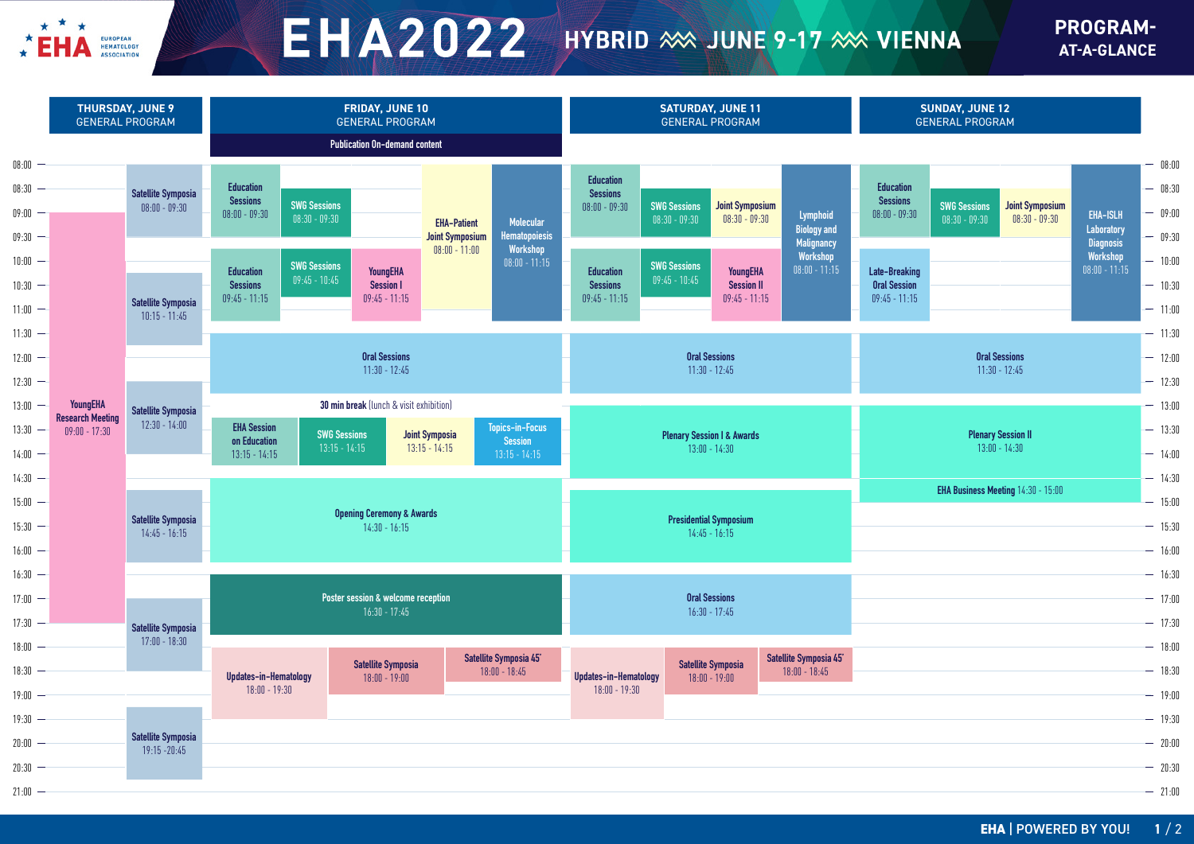# EHA2022 HYBRID — JUNE 9-17 — VIENNA

## PROGRAM-AT-A-GLANCE

### THURSDAY, JUNE 9 — GENERAL PROGRAM

- YoungEHA Research Meeting 09:00 - 17:30
- Satellite Symposia 08:00 - 09:30
- Satellite Symposia 10:15 - 11:45
- Satellite Symposia 12:30 - 14:00
- Satellite Symposia 14:45 - 16:15
- Satellite Symposia 17:00 - 18:30
- Satellite Symposia 19:15 -20:45

### FRIDAY, JUNE 10 — GENERAL PROGRAM

Publication On-demand content

- Education Sessions 08:00 - 09:30
- SWG Sessions 08:30 - 09:30
- EHA-Patient Joint Symposium 08:00 - 11:00
- Molecular Hematopoiesis Workshop 08:00 - 11:15
- Education Sessions 09:45 - 11:15
- SWG Sessions 09:45 - 10:45
- YoungEHA Session I 09:45 - 11:15
- Oral Sessions 11:30 - 12:45
- **30 min break** (lunch & visit exhibition)
- EHA Session on Education 13:15 - 14:15
- SWG Sessions 13:15 - 14:15
- Joint Symposia 13:15 - 14:15
- Topics-in-Focus Session 13:15 - 14:15
- Opening Ceremony & Awards 14:30 - 16:15
- Poster session & welcome reception 16:30 - 17:45
- Updates-in-Hematology 18:00 - 19:30
- Satellite Symposia 18:00 - 19:00
- Satellite Symposia 45' 18:00 - 18:45

### SATURDAY, JUNE 11 — GENERAL PROGRAM

- Education Sessions 08:00 - 09:30
- SWG Sessions 08:30 - 09:30
- Joint Symposium 08:30 - 09:30
- Lymphoid Biology and Malignancy Workshop 08:00 - 11:15
- Education Sessions 09:45 - 11:15
- SWG Sessions 09:45 - 10:45
- YoungEHA Session II 09:45 - 11:15
- Oral Sessions 11:30 - 12:45
- Plenary Session I & Awards 13:00 - 14:30
- Presidential Symposium 14:45 - 16:15
- Oral Sessions 16:30 - 17:45
- Updates-in-Hematology 18:00 - 19:30
- Satellite Symposia 18:00 - 19:00
- Satellite Symposia 45' 18:00 - 18:45

### SUNDAY, JUNE 12 — GENERAL PROGRAM

- Education Sessions 08:00 - 09:30
- SWG Sessions 08:30 - 09:30
- Joint Symposium 08:30 - 09:30
- EHA-ISLH Laboratory Diagnosis Workshop 08:00 - 11:15
- Late-Breaking Oral Session 09:45 - 11:15
- Oral Sessions 11:30 - 12:45
- Plenary Session II 13:00 - 14:30
- EHA Business Meeting 14:30 - 15:00

EHA | POWERED BY YOU!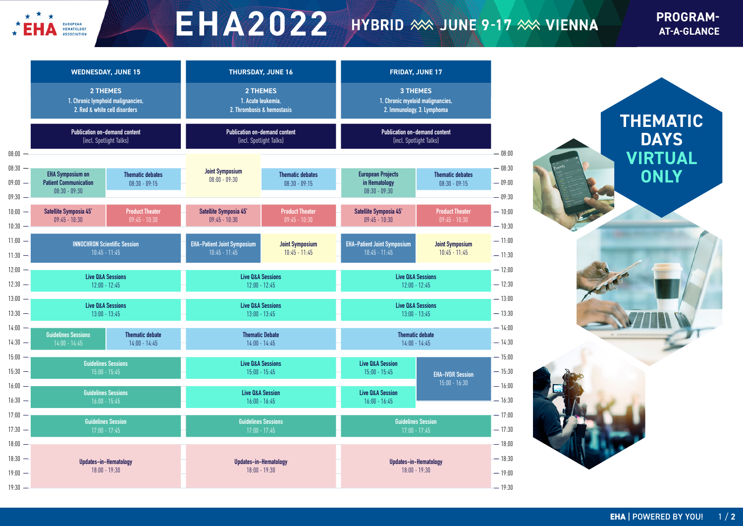# EHA2022 HYBRID — JUNE 9-17 — VIENNA

**PROGRAM-AT-A-GLANCE**

**THEMATIC DAYS VIRTUAL ONLY**

| | WEDNESDAY, JUNE 15 | | THURSDAY, JUNE 16 | | FRIDAY, JUNE 17 | |
|---|---|---|---|---|---|---|
| Themes | 2 THEMES<br>1. Chronic lymphoid malignancies,<br>2. Red & white cell disorders | | 2 THEMES<br>1. Acute leukemia,<br>2. Thrombosis & hemostasis | | 3 THEMES<br>1. Chronic myeloid malignancies,<br>2. Immunology, 3. Lymphoma | |
| | Publication on-demand content (incl. Spotlight Talks) | | Publication on-demand content (incl. Spotlight Talks) | | Publication on-demand content (incl. Spotlight Talks) | |
| 08:00–09:30 | EHA Symposium on Patient Communication 08:30 - 09:30 | Thematic debates 08:30 - 09:15 | Joint Symposium 08:00 - 09:30 | Thematic debates 08:30 - 09:15 | European Projects in Hematology 08:30 - 09:30 | Thematic debates 08:30 - 09:15 |
| 09:45–10:30 | Satellite Symposia 45' 09:45 - 10:30 | Product Theater 09:45 - 10:30 | Satellite Symposia 45' 09:45 - 10:30 | Product Theater 09:45 - 10:30 | Satellite Symposia 45' 09:45 - 10:30 | Product Theater 09:45 - 10:30 |
| 10:45–11:45 | INNOCHRON Scientific Session 10:45 - 11:45 | | EHA-Patient Joint Symposium 10:45 - 11:45 | Joint Symposium 10:45 - 11:45 | EHA-Patient Joint Symposium 10:45 - 11:45 | Joint Symposium 10:45 - 11:45 |
| 12:00–12:45 | Live Q&A Sessions 12:00 - 12:45 | | Live Q&A Sessions 12:00 - 12:45 | | Live Q&A Sessions 12:00 - 12:45 | |
| 13:00–13:45 | Live Q&A Sessions 13:00 - 13:45 | | Live Q&A Sessions 13:00 - 13:45 | | Live Q&A Sessions 13:00 - 13:45 | |
| 14:00–14:45 | Guidelines Sessions 14:00 - 14:45 | Thematic debate 14:00 - 14:45 | Thematic Debate 14:00 - 14:45 | | Thematic debate 14:00 - 14:45 | |
| 15:00–15:45 | Guidelines Sessions 15:00 - 15:45 | | Live Q&A Sessions 15:00 - 15:45 | | Live Q&A Session 15:00 - 15:45 | EHA-IVDR Session 15:00 - 16:30 |
| 16:00–16:45 | Guidelines Sessions 16:00 - 15:45 | | Live Q&A Session 16:00 - 16:45 | | Live Q&A Session 16:00 - 16:45 | |
| 17:00–17:45 | Guidelines Session 17:00 - 17:45 | | Guidelines Sessions 17:00 - 17:45 | | Guidelines Session 17:00 - 17:45 | |
| 18:00–19:30 | Updates-in-Hematology 18:00 - 19:30 | | Updates-in-Hematology 18:00 - 19:30 | | Updates-in-Hematology 18:00 - 19:30 | |

EHA | POWERED BY YOU!